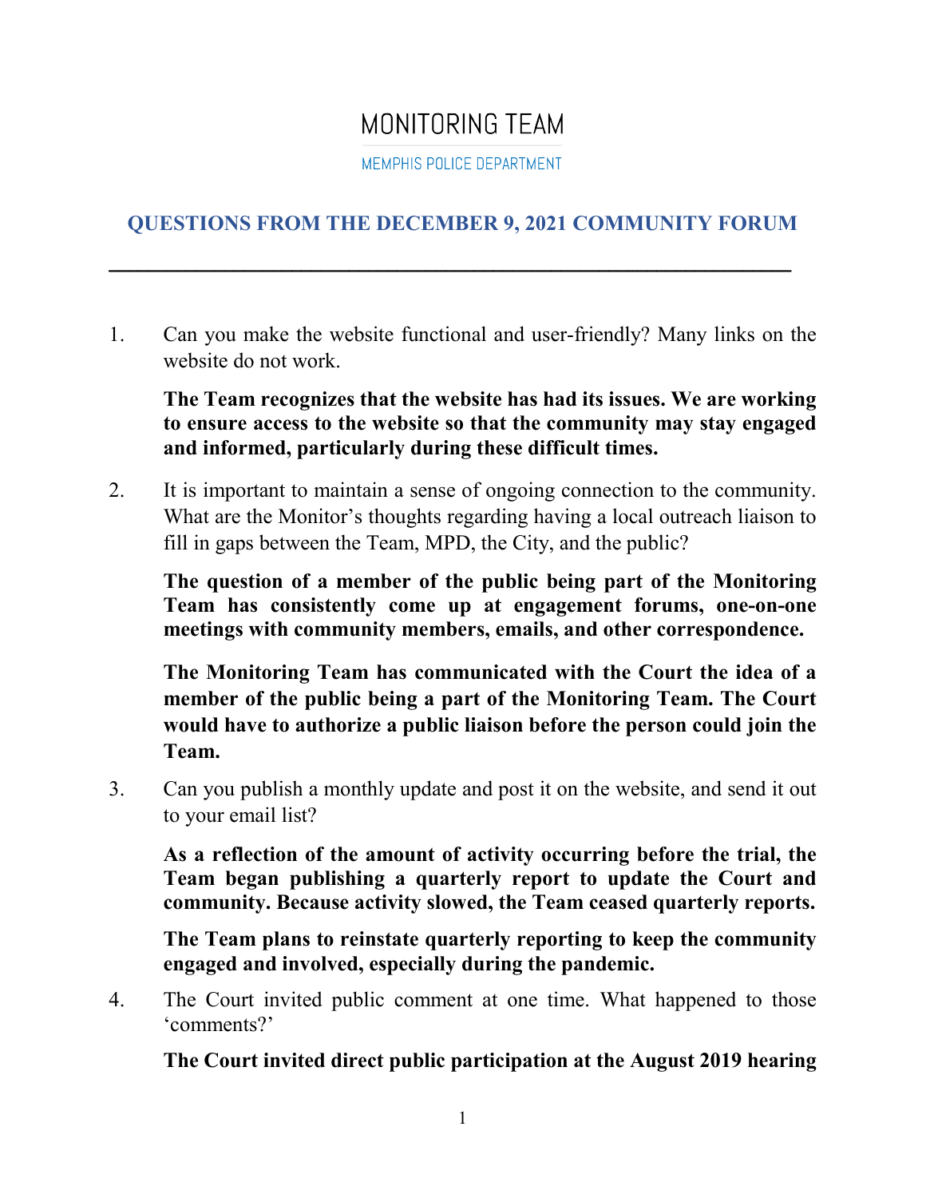# MONITORING TEAM

MEMPHIS POLICE DEPARTMENT

## QUESTIONS FROM THE DECEMBER 9, 2021 COMMUNITY FORUM

---

1. Can you make the website functional and user-friendly? Many links on the website do not work.

   **The Team recognizes that the website has had its issues. We are working to ensure access to the website so that the community may stay engaged and informed, particularly during these difficult times.**

2. It is important to maintain a sense of ongoing connection to the community. What are the Monitor's thoughts regarding having a local outreach liaison to fill in gaps between the Team, MPD, the City, and the public?

   **The question of a member of the public being part of the Monitoring Team has consistently come up at engagement forums, one-on-one meetings with community members, emails, and other correspondence.**

   **The Monitoring Team has communicated with the Court the idea of a member of the public being a part of the Monitoring Team. The Court would have to authorize a public liaison before the person could join the Team.**

3. Can you publish a monthly update and post it on the website, and send it out to your email list?

   **As a reflection of the amount of activity occurring before the trial, the Team began publishing a quarterly report to update the Court and community. Because activity slowed, the Team ceased quarterly reports.**

   **The Team plans to reinstate quarterly reporting to keep the community engaged and involved, especially during the pandemic.**

4. The Court invited public comment at one time. What happened to those 'comments?'

   **The Court invited direct public participation at the August 2019 hearing**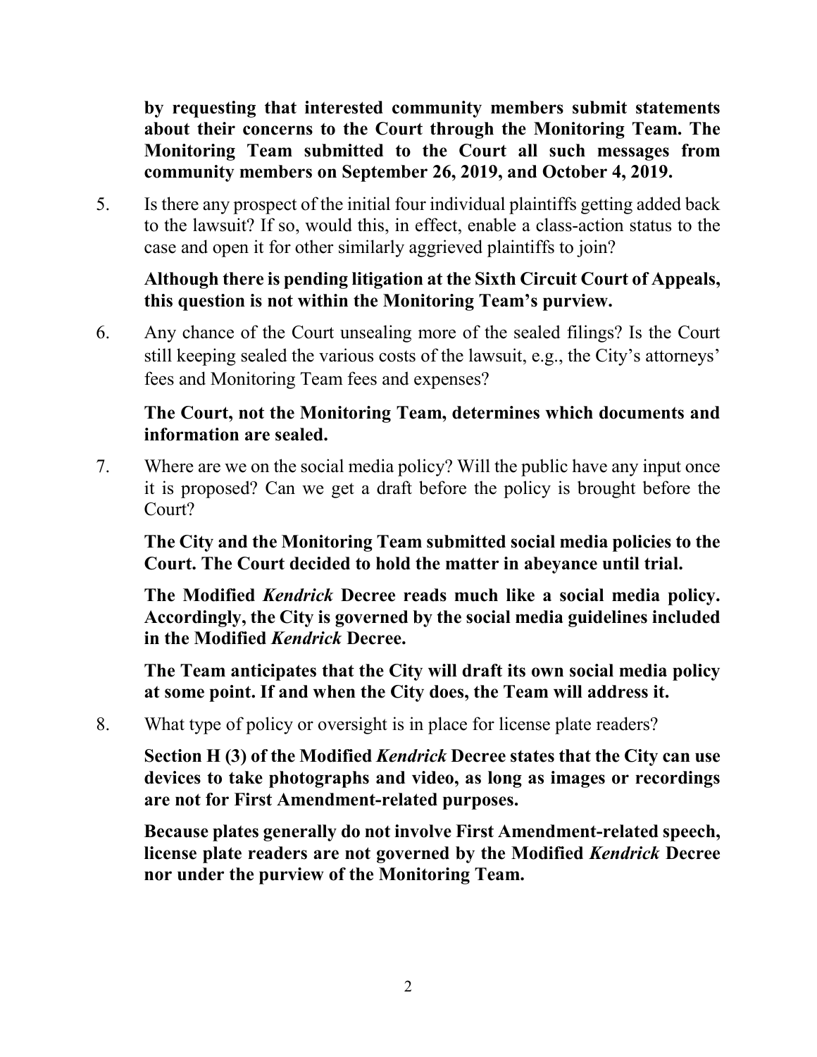**by requesting that interested community members submit statements about their concerns to the Court through the Monitoring Team. The Monitoring Team submitted to the Court all such messages from community members on September 26, 2019, and October 4, 2019.**

5. Is there any prospect of the initial four individual plaintiffs getting added back to the lawsuit? If so, would this, in effect, enable a class-action status to the case and open it for other similarly aggrieved plaintiffs to join?

   **Although there is pending litigation at the Sixth Circuit Court of Appeals, this question is not within the Monitoring Team's purview.**

6. Any chance of the Court unsealing more of the sealed filings? Is the Court still keeping sealed the various costs of the lawsuit, e.g., the City's attorneys' fees and Monitoring Team fees and expenses?

   **The Court, not the Monitoring Team, determines which documents and information are sealed.**

7. Where are we on the social media policy? Will the public have any input once it is proposed? Can we get a draft before the policy is brought before the Court?

   **The City and the Monitoring Team submitted social media policies to the Court. The Court decided to hold the matter in abeyance until trial.**

   **The Modified *Kendrick* Decree reads much like a social media policy. Accordingly, the City is governed by the social media guidelines included in the Modified *Kendrick* Decree.**

   **The Team anticipates that the City will draft its own social media policy at some point. If and when the City does, the Team will address it.**

8. What type of policy or oversight is in place for license plate readers?

   **Section H (3) of the Modified *Kendrick* Decree states that the City can use devices to take photographs and video, as long as images or recordings are not for First Amendment-related purposes.**

   **Because plates generally do not involve First Amendment-related speech, license plate readers are not governed by the Modified *Kendrick* Decree nor under the purview of the Monitoring Team.**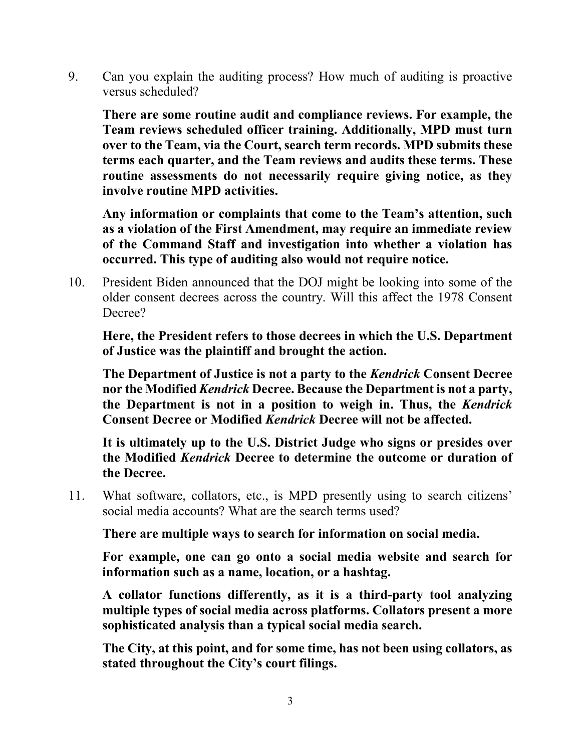9. Can you explain the auditing process? How much of auditing is proactive versus scheduled?

   **There are some routine audit and compliance reviews. For example, the Team reviews scheduled officer training. Additionally, MPD must turn over to the Team, via the Court, search term records. MPD submits these terms each quarter, and the Team reviews and audits these terms. These routine assessments do not necessarily require giving notice, as they involve routine MPD activities.**

   **Any information or complaints that come to the Team's attention, such as a violation of the First Amendment, may require an immediate review of the Command Staff and investigation into whether a violation has occurred. This type of auditing also would not require notice.**

10. President Biden announced that the DOJ might be looking into some of the older consent decrees across the country. Will this affect the 1978 Consent Decree?

    **Here, the President refers to those decrees in which the U.S. Department of Justice was the plaintiff and brought the action.**

    **The Department of Justice is not a party to the *Kendrick* Consent Decree nor the Modified *Kendrick* Decree. Because the Department is not a party, the Department is not in a position to weigh in. Thus, the *Kendrick* Consent Decree or Modified *Kendrick* Decree will not be affected.**

    **It is ultimately up to the U.S. District Judge who signs or presides over the Modified *Kendrick* Decree to determine the outcome or duration of the Decree.**

11. What software, collators, etc., is MPD presently using to search citizens' social media accounts? What are the search terms used?

    **There are multiple ways to search for information on social media.**

    **For example, one can go onto a social media website and search for information such as a name, location, or a hashtag.**

    **A collator functions differently, as it is a third-party tool analyzing multiple types of social media across platforms. Collators present a more sophisticated analysis than a typical social media search.**

    **The City, at this point, and for some time, has not been using collators, as stated throughout the City's court filings.**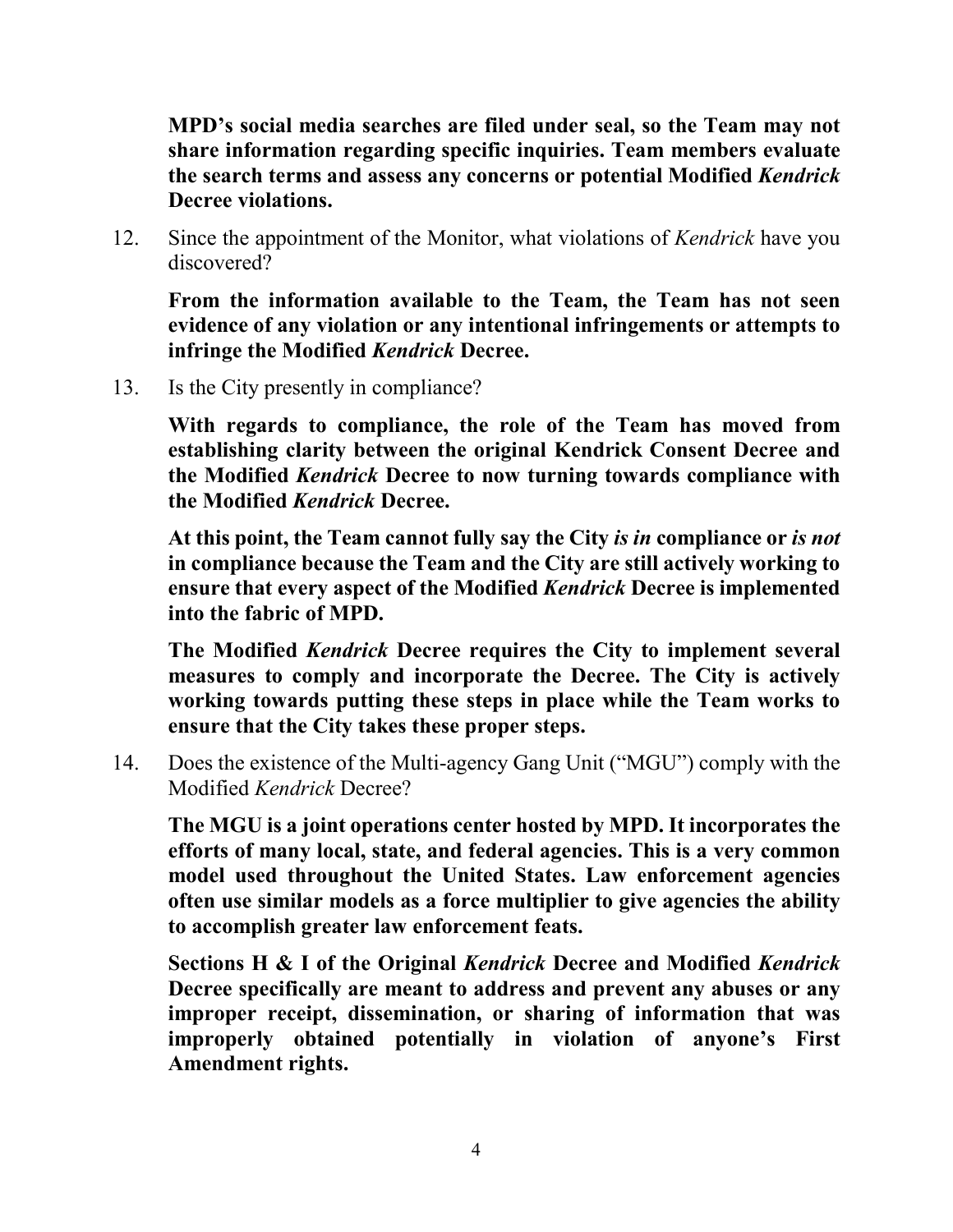**MPD's social media searches are filed under seal, so the Team may not share information regarding specific inquiries. Team members evaluate the search terms and assess any concerns or potential Modified *Kendrick* Decree violations.**

12. Since the appointment of the Monitor, what violations of *Kendrick* have you discovered?

    **From the information available to the Team, the Team has not seen evidence of any violation or any intentional infringements or attempts to infringe the Modified *Kendrick* Decree.**

13. Is the City presently in compliance?

    **With regards to compliance, the role of the Team has moved from establishing clarity between the original Kendrick Consent Decree and the Modified *Kendrick* Decree to now turning towards compliance with the Modified *Kendrick* Decree.**

    **At this point, the Team cannot fully say the City *is in* compliance or *is not* in compliance because the Team and the City are still actively working to ensure that every aspect of the Modified *Kendrick* Decree is implemented into the fabric of MPD.**

    **The Modified *Kendrick* Decree requires the City to implement several measures to comply and incorporate the Decree. The City is actively working towards putting these steps in place while the Team works to ensure that the City takes these proper steps.**

14. Does the existence of the Multi-agency Gang Unit ("MGU") comply with the Modified *Kendrick* Decree?

    **The MGU is a joint operations center hosted by MPD. It incorporates the efforts of many local, state, and federal agencies. This is a very common model used throughout the United States. Law enforcement agencies often use similar models as a force multiplier to give agencies the ability to accomplish greater law enforcement feats.**

    **Sections H & I of the Original *Kendrick* Decree and Modified *Kendrick* Decree specifically are meant to address and prevent any abuses or any improper receipt, dissemination, or sharing of information that was improperly obtained potentially in violation of anyone's First Amendment rights.**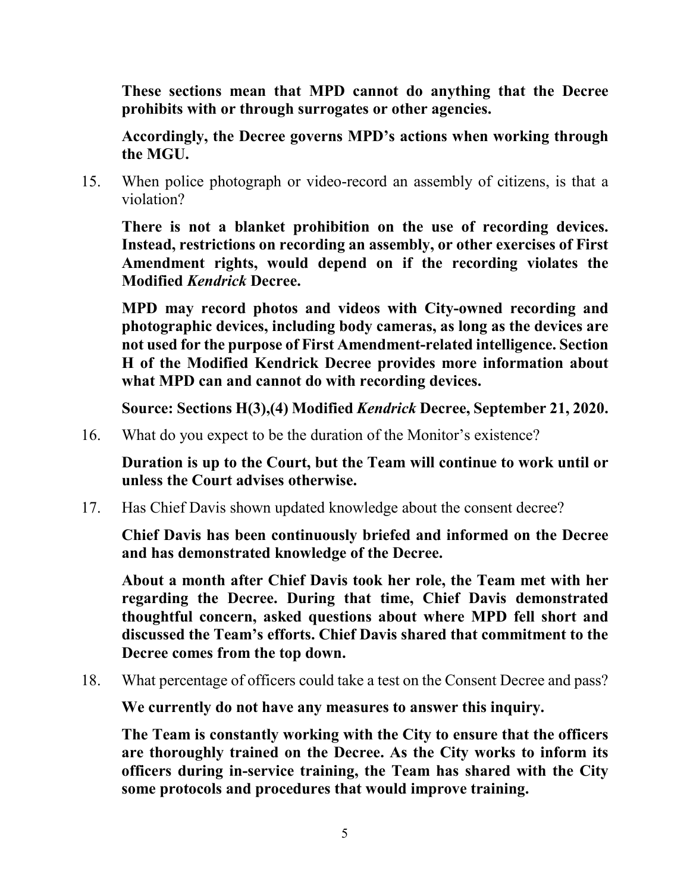**These sections mean that MPD cannot do anything that the Decree prohibits with or through surrogates or other agencies.**

**Accordingly, the Decree governs MPD's actions when working through the MGU.**

15. When police photograph or video-record an assembly of citizens, is that a violation?

    **There is not a blanket prohibition on the use of recording devices. Instead, restrictions on recording an assembly, or other exercises of First Amendment rights, would depend on if the recording violates the Modified *Kendrick* Decree.**

    **MPD may record photos and videos with City-owned recording and photographic devices, including body cameras, as long as the devices are not used for the purpose of First Amendment-related intelligence. Section H of the Modified Kendrick Decree provides more information about what MPD can and cannot do with recording devices.**

    **Source: Sections H(3),(4) Modified *Kendrick* Decree, September 21, 2020.**

16. What do you expect to be the duration of the Monitor's existence?

    **Duration is up to the Court, but the Team will continue to work until or unless the Court advises otherwise.**

17. Has Chief Davis shown updated knowledge about the consent decree?

    **Chief Davis has been continuously briefed and informed on the Decree and has demonstrated knowledge of the Decree.**

    **About a month after Chief Davis took her role, the Team met with her regarding the Decree. During that time, Chief Davis demonstrated thoughtful concern, asked questions about where MPD fell short and discussed the Team's efforts. Chief Davis shared that commitment to the Decree comes from the top down.**

18. What percentage of officers could take a test on the Consent Decree and pass?

    **We currently do not have any measures to answer this inquiry.**

    **The Team is constantly working with the City to ensure that the officers are thoroughly trained on the Decree. As the City works to inform its officers during in-service training, the Team has shared with the City some protocols and procedures that would improve training.**